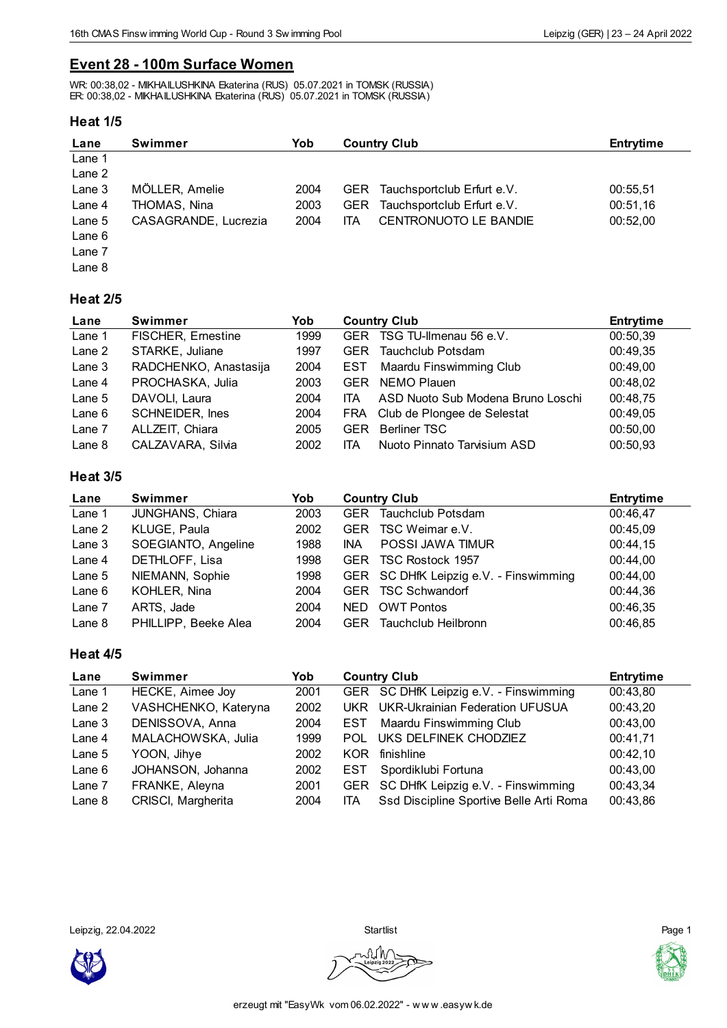## Event 28 - 100m Surface Women

WR: 00:38,02 - MIKHAILUSHKINA Ekaterina (RUS) 05.07.2021 in TOMSK (RUSSIA)
ER: 00:38,02 - MIKHAILUSHKINA Ekaterina (RUS) 05.07.2021 in TOMSK (RUSSIA)

### Heat 1/5

| Lane | Swimmer | Yob | Country | Club | Entrytime |
|---|---|---|---|---|---|
| Lane 1 | | | | | |
| Lane 2 | | | | | |
| Lane 3 | MÖLLER, Amelie | 2004 | GER | Tauchsportclub Erfurt e.V. | 00:55,51 |
| Lane 4 | THOMAS, Nina | 2003 | GER | Tauchsportclub Erfurt e.V. | 00:51,16 |
| Lane 5 | CASAGRANDE, Lucrezia | 2004 | ITA | CENTRONUOTO LE BANDIE | 00:52,00 |
| Lane 6 | | | | | |
| Lane 7 | | | | | |
| Lane 8 | | | | | |

### Heat 2/5

| Lane | Swimmer | Yob | Country | Club | Entrytime |
|---|---|---|---|---|---|
| Lane 1 | FISCHER, Ernestine | 1999 | GER | TSG TU-Ilmenau 56 e.V. | 00:50,39 |
| Lane 2 | STARKE, Juliane | 1997 | GER | Tauchclub Potsdam | 00:49,35 |
| Lane 3 | RADCHENKO, Anastasija | 2004 | EST | Maardu Finswimming Club | 00:49,00 |
| Lane 4 | PROCHASKA, Julia | 2003 | GER | NEMO Plauen | 00:48,02 |
| Lane 5 | DAVOLI, Laura | 2004 | ITA | ASD Nuoto Sub Modena Bruno Loschi | 00:48,75 |
| Lane 6 | SCHNEIDER, Ines | 2004 | FRA | Club de Plongee de Selestat | 00:49,05 |
| Lane 7 | ALLZEIT, Chiara | 2005 | GER | Berliner TSC | 00:50,00 |
| Lane 8 | CALZAVARA, Silvia | 2002 | ITA | Nuoto Pinnato Tarvisium ASD | 00:50,93 |

### Heat 3/5

| Lane | Swimmer | Yob | Country | Club | Entrytime |
|---|---|---|---|---|---|
| Lane 1 | JUNGHANS, Chiara | 2003 | GER | Tauchclub Potsdam | 00:46,47 |
| Lane 2 | KLUGE, Paula | 2002 | GER | TSC Weimar e.V. | 00:45,09 |
| Lane 3 | SOEGIANTO, Angeline | 1988 | INA | POSSI JAWA TIMUR | 00:44,15 |
| Lane 4 | DETHLOFF, Lisa | 1998 | GER | TSC Rostock 1957 | 00:44,00 |
| Lane 5 | NIEMANN, Sophie | 1998 | GER | SC DHfK Leipzig e.V. - Finswimming | 00:44,00 |
| Lane 6 | KOHLER, Nina | 2004 | GER | TSC Schwandorf | 00:44,36 |
| Lane 7 | ARTS, Jade | 2004 | NED | OWT Pontos | 00:46,35 |
| Lane 8 | PHILLIPP, Beeke Alea | 2004 | GER | Tauchclub Heilbronn | 00:46,85 |

### Heat 4/5

| Lane | Swimmer | Yob | Country | Club | Entrytime |
|---|---|---|---|---|---|
| Lane 1 | HECKE, Aimee Joy | 2001 | GER | SC DHfK Leipzig e.V. - Finswimming | 00:43,80 |
| Lane 2 | VASHCHENKO, Kateryna | 2002 | UKR | UKR-Ukrainian Federation UFUSUA | 00:43,20 |
| Lane 3 | DENISSOVA, Anna | 2004 | EST | Maardu Finswimming Club | 00:43,00 |
| Lane 4 | MALACHOWSKA, Julia | 1999 | POL | UKS DELFINEK CHODZIEZ | 00:41,71 |
| Lane 5 | YOON, Jihye | 2002 | KOR | finishline | 00:42,10 |
| Lane 6 | JOHANSON, Johanna | 2002 | EST | Spordiklubi Fortuna | 00:43,00 |
| Lane 7 | FRANKE, Aleyna | 2001 | GER | SC DHfK Leipzig e.V. - Finswimming | 00:43,34 |
| Lane 8 | CRISCI, Margherita | 2004 | ITA | Ssd Discipline Sportive Belle Arti Roma | 00:43,86 |

Leipzig, 22.04.2022 — Startlist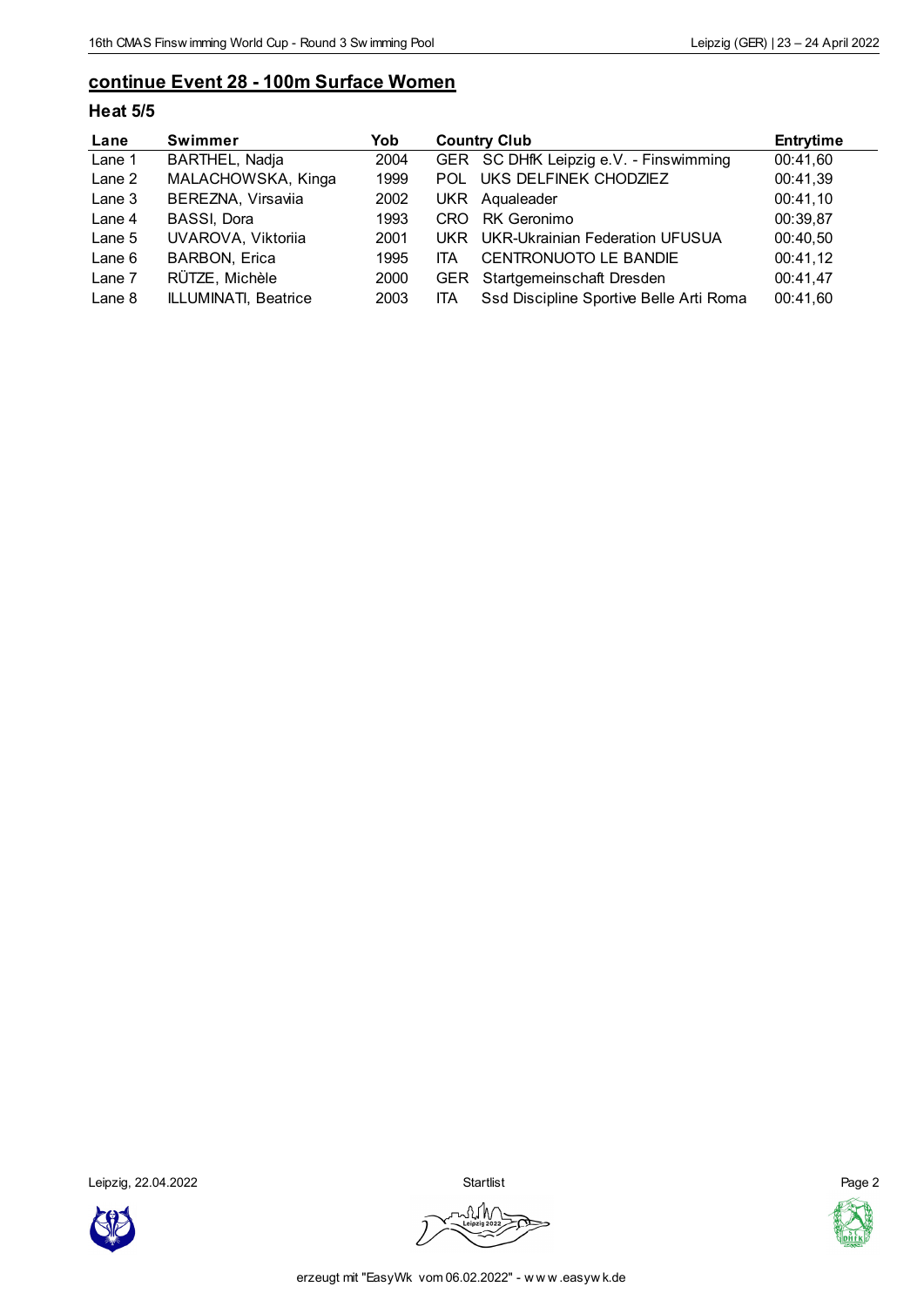## continue Event 28 - 100m Surface Women

### Heat 5/5

| Lane | Swimmer | Yob | Country | Club | Entrytime |
|---|---|---|---|---|---|
| Lane 1 | BARTHEL, Nadja | 2004 | GER | SC DHfK Leipzig e.V. - Finswimming | 00:41,60 |
| Lane 2 | MALACHOWSKA, Kinga | 1999 | POL | UKS DELFINEK CHODZIEZ | 00:41,39 |
| Lane 3 | BEREZNA, Virsaviia | 2002 | UKR | Aqualeader | 00:41,10 |
| Lane 4 | BASSI, Dora | 1993 | CRO | RK Geronimo | 00:39,87 |
| Lane 5 | UVAROVA, Viktoriia | 2001 | UKR | UKR-Ukrainian Federation UFUSUA | 00:40,50 |
| Lane 6 | BARBON, Erica | 1995 | ITA | CENTRONUOTO LE BANDIE | 00:41,12 |
| Lane 7 | RÜTZE, Michèle | 2000 | GER | Startgemeinschaft Dresden | 00:41,47 |
| Lane 8 | ILLUMINATI, Beatrice | 2003 | ITA | Ssd Discipline Sportive Belle Arti Roma | 00:41,60 |